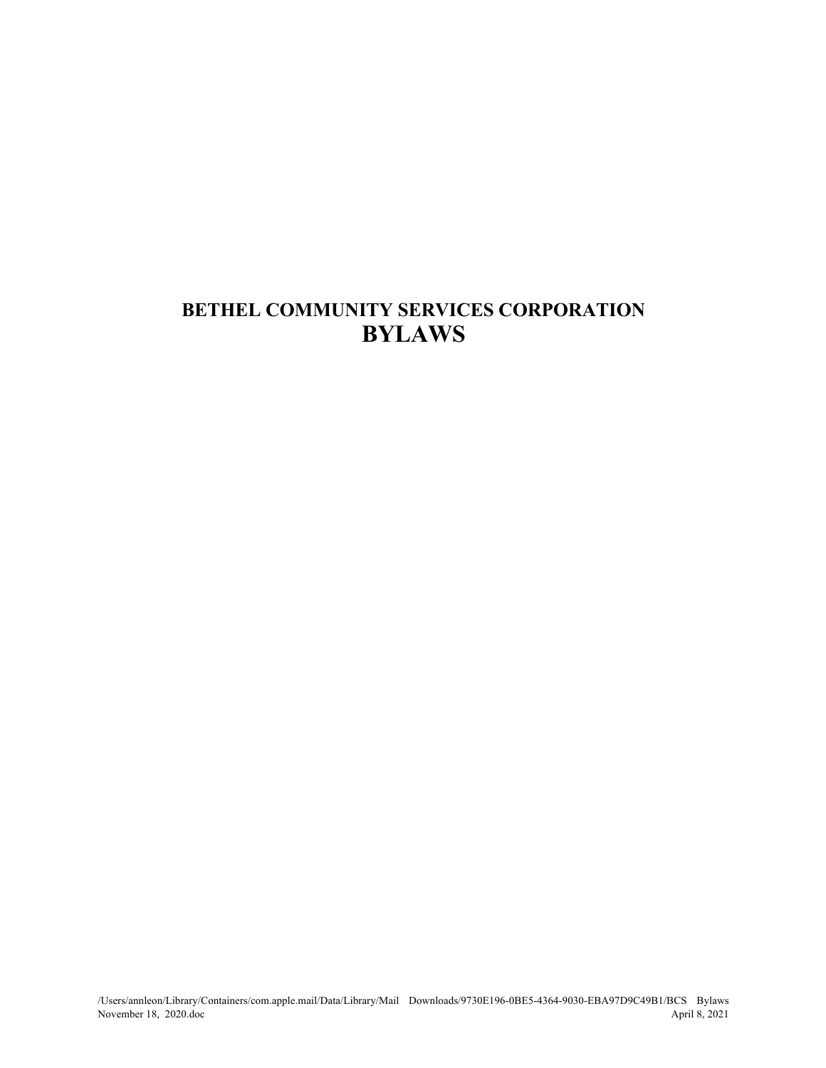# BETHEL COMMUNITY SERVICES CORPORATION
# BYLAWS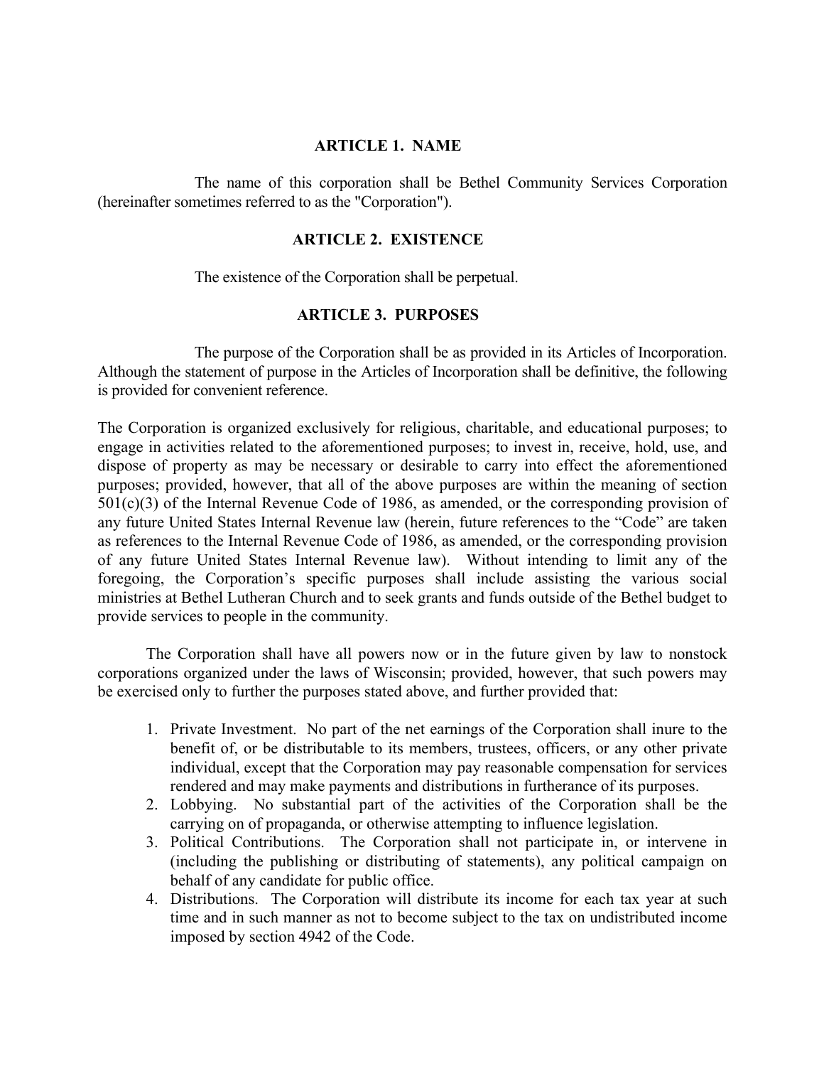## ARTICLE 1. NAME

The name of this corporation shall be Bethel Community Services Corporation (hereinafter sometimes referred to as the "Corporation").

## ARTICLE 2. EXISTENCE

The existence of the Corporation shall be perpetual.

## ARTICLE 3. PURPOSES

The purpose of the Corporation shall be as provided in its Articles of Incorporation. Although the statement of purpose in the Articles of Incorporation shall be definitive, the following is provided for convenient reference.

The Corporation is organized exclusively for religious, charitable, and educational purposes; to engage in activities related to the aforementioned purposes; to invest in, receive, hold, use, and dispose of property as may be necessary or desirable to carry into effect the aforementioned purposes; provided, however, that all of the above purposes are within the meaning of section 501(c)(3) of the Internal Revenue Code of 1986, as amended, or the corresponding provision of any future United States Internal Revenue law (herein, future references to the "Code" are taken as references to the Internal Revenue Code of 1986, as amended, or the corresponding provision of any future United States Internal Revenue law). Without intending to limit any of the foregoing, the Corporation's specific purposes shall include assisting the various social ministries at Bethel Lutheran Church and to seek grants and funds outside of the Bethel budget to provide services to people in the community.

The Corporation shall have all powers now or in the future given by law to nonstock corporations organized under the laws of Wisconsin; provided, however, that such powers may be exercised only to further the purposes stated above, and further provided that:

1. Private Investment. No part of the net earnings of the Corporation shall inure to the benefit of, or be distributable to its members, trustees, officers, or any other private individual, except that the Corporation may pay reasonable compensation for services rendered and may make payments and distributions in furtherance of its purposes.
2. Lobbying. No substantial part of the activities of the Corporation shall be the carrying on of propaganda, or otherwise attempting to influence legislation.
3. Political Contributions. The Corporation shall not participate in, or intervene in (including the publishing or distributing of statements), any political campaign on behalf of any candidate for public office.
4. Distributions. The Corporation will distribute its income for each tax year at such time and in such manner as not to become subject to the tax on undistributed income imposed by section 4942 of the Code.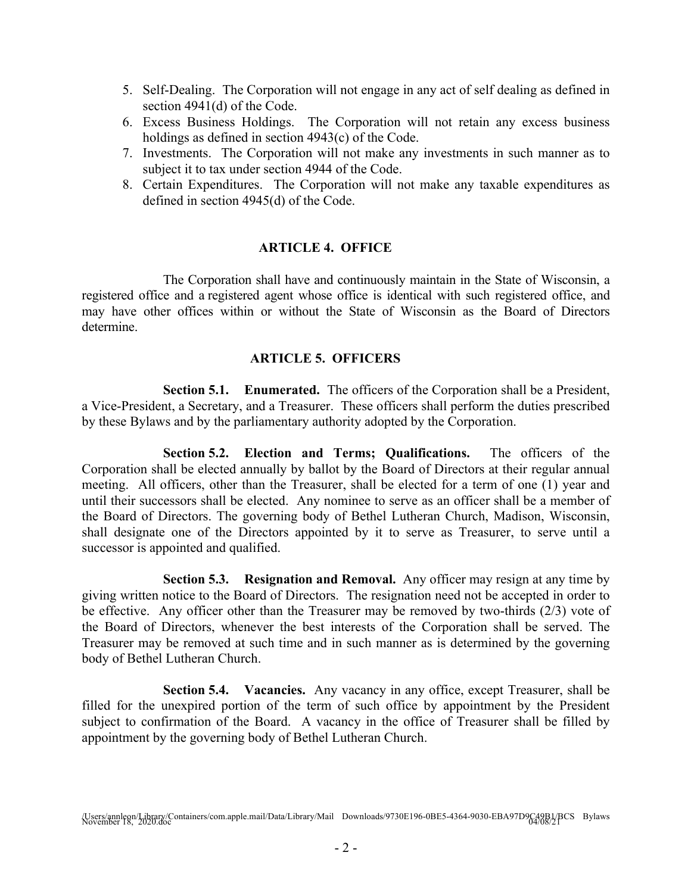5. Self-Dealing. The Corporation will not engage in any act of self dealing as defined in section 4941(d) of the Code.
6. Excess Business Holdings. The Corporation will not retain any excess business holdings as defined in section 4943(c) of the Code.
7. Investments. The Corporation will not make any investments in such manner as to subject it to tax under section 4944 of the Code.
8. Certain Expenditures. The Corporation will not make any taxable expenditures as defined in section 4945(d) of the Code.

## ARTICLE 4. OFFICE

The Corporation shall have and continuously maintain in the State of Wisconsin, a registered office and a registered agent whose office is identical with such registered office, and may have other offices within or without the State of Wisconsin as the Board of Directors determine.

## ARTICLE 5. OFFICERS

**Section 5.1. Enumerated.** The officers of the Corporation shall be a President, a Vice-President, a Secretary, and a Treasurer. These officers shall perform the duties prescribed by these Bylaws and by the parliamentary authority adopted by the Corporation.

**Section 5.2. Election and Terms; Qualifications.** The officers of the Corporation shall be elected annually by ballot by the Board of Directors at their regular annual meeting. All officers, other than the Treasurer, shall be elected for a term of one (1) year and until their successors shall be elected. Any nominee to serve as an officer shall be a member of the Board of Directors. The governing body of Bethel Lutheran Church, Madison, Wisconsin, shall designate one of the Directors appointed by it to serve as Treasurer, to serve until a successor is appointed and qualified.

**Section 5.3. Resignation and Removal.** Any officer may resign at any time by giving written notice to the Board of Directors. The resignation need not be accepted in order to be effective. Any officer other than the Treasurer may be removed by two-thirds (2/3) vote of the Board of Directors, whenever the best interests of the Corporation shall be served. The Treasurer may be removed at such time and in such manner as is determined by the governing body of Bethel Lutheran Church.

**Section 5.4. Vacancies.** Any vacancy in any office, except Treasurer, shall be filled for the unexpired portion of the term of such office by appointment by the President subject to confirmation of the Board. A vacancy in the office of Treasurer shall be filled by appointment by the governing body of Bethel Lutheran Church.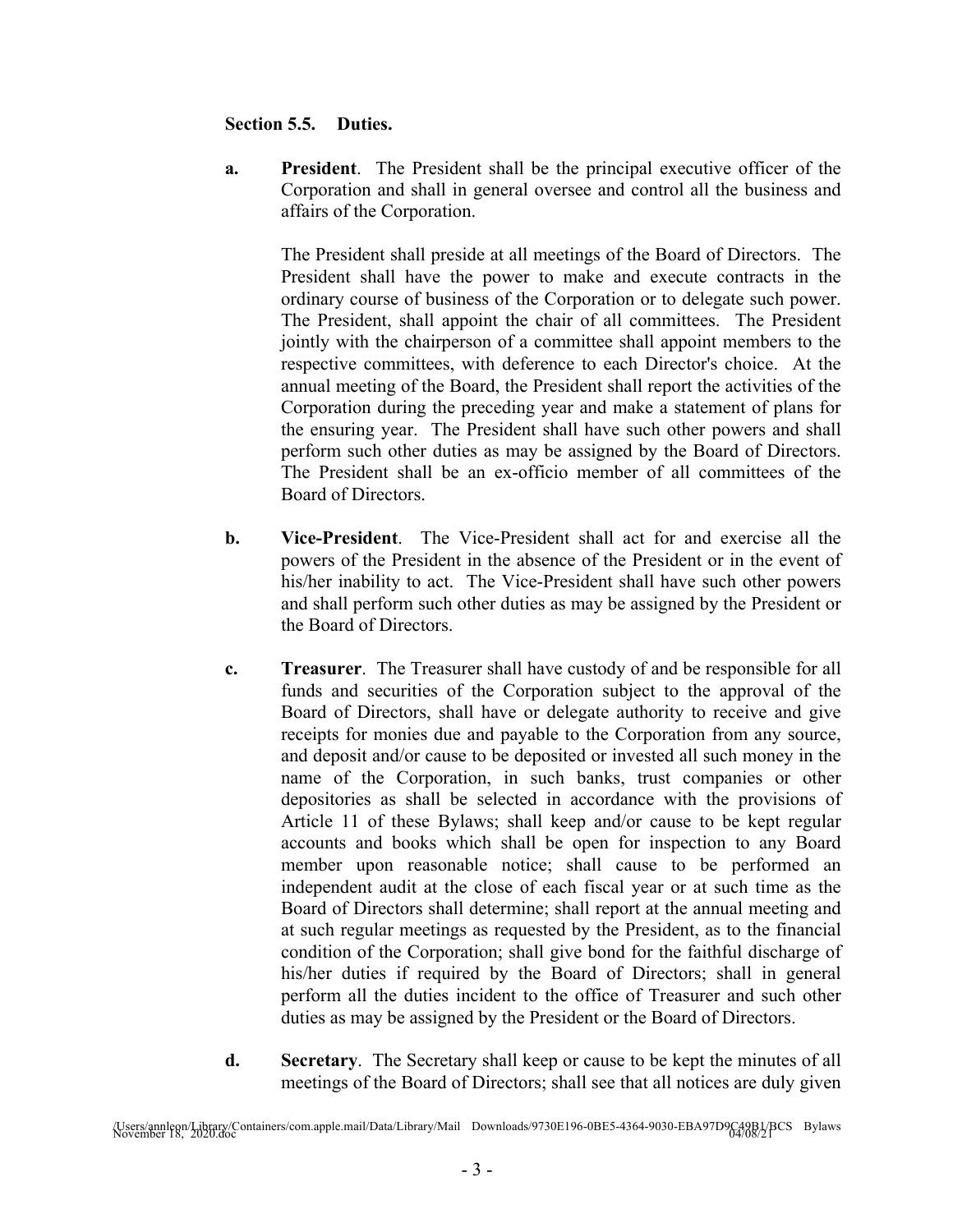**Section 5.5. Duties.**

**a. President**. The President shall be the principal executive officer of the Corporation and shall in general oversee and control all the business and affairs of the Corporation.

The President shall preside at all meetings of the Board of Directors. The President shall have the power to make and execute contracts in the ordinary course of business of the Corporation or to delegate such power. The President, shall appoint the chair of all committees. The President jointly with the chairperson of a committee shall appoint members to the respective committees, with deference to each Director's choice. At the annual meeting of the Board, the President shall report the activities of the Corporation during the preceding year and make a statement of plans for the ensuring year. The President shall have such other powers and shall perform such other duties as may be assigned by the Board of Directors. The President shall be an ex-officio member of all committees of the Board of Directors.

**b. Vice-President**. The Vice-President shall act for and exercise all the powers of the President in the absence of the President or in the event of his/her inability to act. The Vice-President shall have such other powers and shall perform such other duties as may be assigned by the President or the Board of Directors.

**c. Treasurer**. The Treasurer shall have custody of and be responsible for all funds and securities of the Corporation subject to the approval of the Board of Directors, shall have or delegate authority to receive and give receipts for monies due and payable to the Corporation from any source, and deposit and/or cause to be deposited or invested all such money in the name of the Corporation, in such banks, trust companies or other depositories as shall be selected in accordance with the provisions of Article 11 of these Bylaws; shall keep and/or cause to be kept regular accounts and books which shall be open for inspection to any Board member upon reasonable notice; shall cause to be performed an independent audit at the close of each fiscal year or at such time as the Board of Directors shall determine; shall report at the annual meeting and at such regular meetings as requested by the President, as to the financial condition of the Corporation; shall give bond for the faithful discharge of his/her duties if required by the Board of Directors; shall in general perform all the duties incident to the office of Treasurer and such other duties as may be assigned by the President or the Board of Directors.

**d. Secretary**. The Secretary shall keep or cause to be kept the minutes of all meetings of the Board of Directors; shall see that all notices are duly given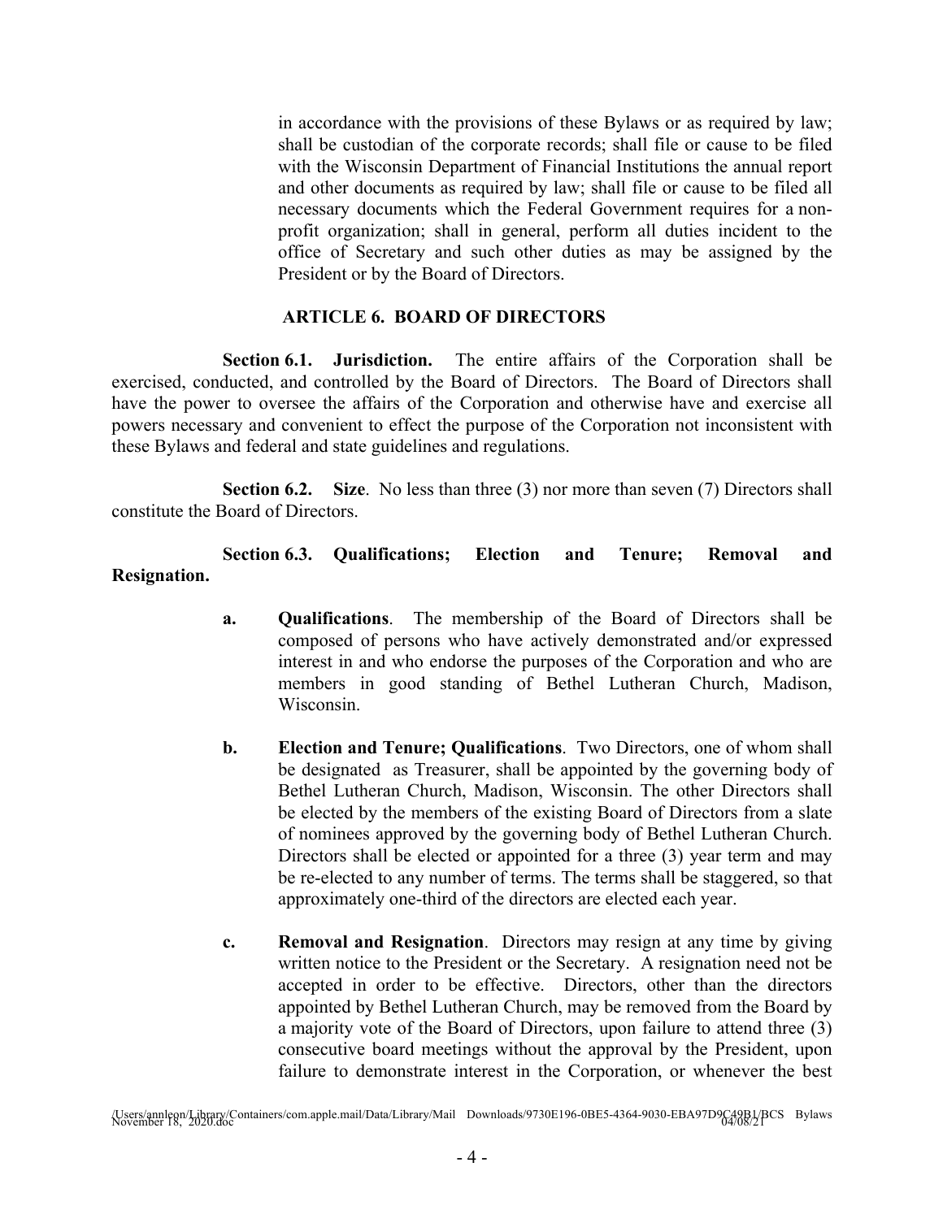in accordance with the provisions of these Bylaws or as required by law; shall be custodian of the corporate records; shall file or cause to be filed with the Wisconsin Department of Financial Institutions the annual report and other documents as required by law; shall file or cause to be filed all necessary documents which the Federal Government requires for a non-profit organization; shall in general, perform all duties incident to the office of Secretary and such other duties as may be assigned by the President or by the Board of Directors.

## ARTICLE 6. BOARD OF DIRECTORS

**Section 6.1. Jurisdiction.** The entire affairs of the Corporation shall be exercised, conducted, and controlled by the Board of Directors. The Board of Directors shall have the power to oversee the affairs of the Corporation and otherwise have and exercise all powers necessary and convenient to effect the purpose of the Corporation not inconsistent with these Bylaws and federal and state guidelines and regulations.

**Section 6.2. Size**. No less than three (3) nor more than seven (7) Directors shall constitute the Board of Directors.

**Section 6.3. Qualifications; Election and Tenure; Removal and Resignation.**

**a. Qualifications**. The membership of the Board of Directors shall be composed of persons who have actively demonstrated and/or expressed interest in and who endorse the purposes of the Corporation and who are members in good standing of Bethel Lutheran Church, Madison, Wisconsin.

**b. Election and Tenure; Qualifications**. Two Directors, one of whom shall be designated as Treasurer, shall be appointed by the governing body of Bethel Lutheran Church, Madison, Wisconsin. The other Directors shall be elected by the members of the existing Board of Directors from a slate of nominees approved by the governing body of Bethel Lutheran Church. Directors shall be elected or appointed for a three (3) year term and may be re-elected to any number of terms. The terms shall be staggered, so that approximately one-third of the directors are elected each year.

**c. Removal and Resignation**. Directors may resign at any time by giving written notice to the President or the Secretary. A resignation need not be accepted in order to be effective. Directors, other than the directors appointed by Bethel Lutheran Church, may be removed from the Board by a majority vote of the Board of Directors, upon failure to attend three (3) consecutive board meetings without the approval by the President, upon failure to demonstrate interest in the Corporation, or whenever the best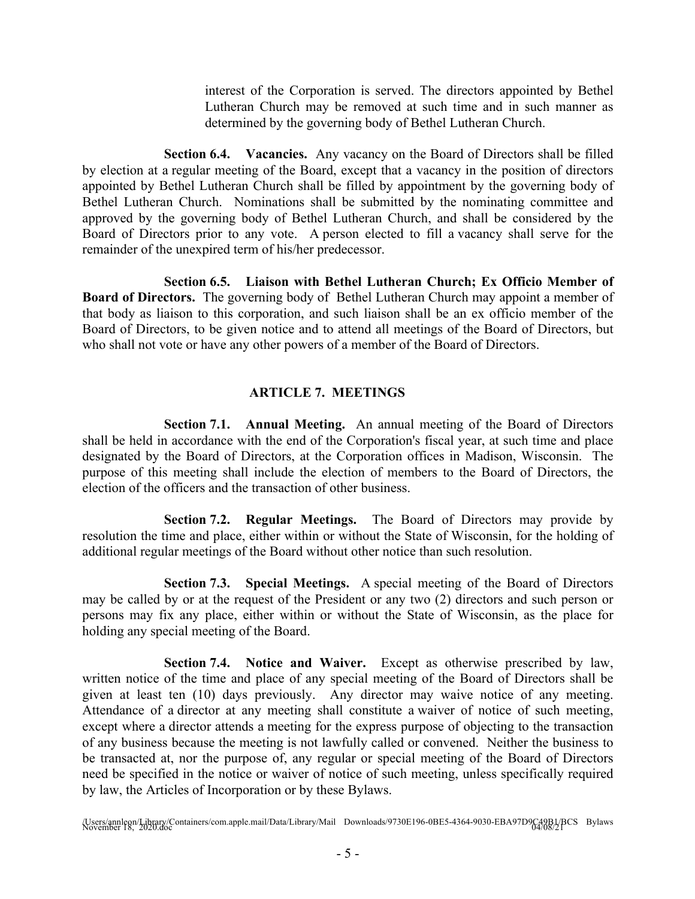interest of the Corporation is served. The directors appointed by Bethel Lutheran Church may be removed at such time and in such manner as determined by the governing body of Bethel Lutheran Church.

**Section 6.4. Vacancies.** Any vacancy on the Board of Directors shall be filled by election at a regular meeting of the Board, except that a vacancy in the position of directors appointed by Bethel Lutheran Church shall be filled by appointment by the governing body of Bethel Lutheran Church. Nominations shall be submitted by the nominating committee and approved by the governing body of Bethel Lutheran Church, and shall be considered by the Board of Directors prior to any vote. A person elected to fill a vacancy shall serve for the remainder of the unexpired term of his/her predecessor.

**Section 6.5. Liaison with Bethel Lutheran Church; Ex Officio Member of Board of Directors.** The governing body of Bethel Lutheran Church may appoint a member of that body as liaison to this corporation, and such liaison shall be an ex officio member of the Board of Directors, to be given notice and to attend all meetings of the Board of Directors, but who shall not vote or have any other powers of a member of the Board of Directors.

## ARTICLE 7. MEETINGS

**Section 7.1. Annual Meeting.** An annual meeting of the Board of Directors shall be held in accordance with the end of the Corporation's fiscal year, at such time and place designated by the Board of Directors, at the Corporation offices in Madison, Wisconsin. The purpose of this meeting shall include the election of members to the Board of Directors, the election of the officers and the transaction of other business.

**Section 7.2. Regular Meetings.** The Board of Directors may provide by resolution the time and place, either within or without the State of Wisconsin, for the holding of additional regular meetings of the Board without other notice than such resolution.

**Section 7.3. Special Meetings.** A special meeting of the Board of Directors may be called by or at the request of the President or any two (2) directors and such person or persons may fix any place, either within or without the State of Wisconsin, as the place for holding any special meeting of the Board.

**Section 7.4. Notice and Waiver.** Except as otherwise prescribed by law, written notice of the time and place of any special meeting of the Board of Directors shall be given at least ten (10) days previously. Any director may waive notice of any meeting. Attendance of a director at any meeting shall constitute a waiver of notice of such meeting, except where a director attends a meeting for the express purpose of objecting to the transaction of any business because the meeting is not lawfully called or convened. Neither the business to be transacted at, nor the purpose of, any regular or special meeting of the Board of Directors need be specified in the notice or waiver of notice of such meeting, unless specifically required by law, the Articles of Incorporation or by these Bylaws.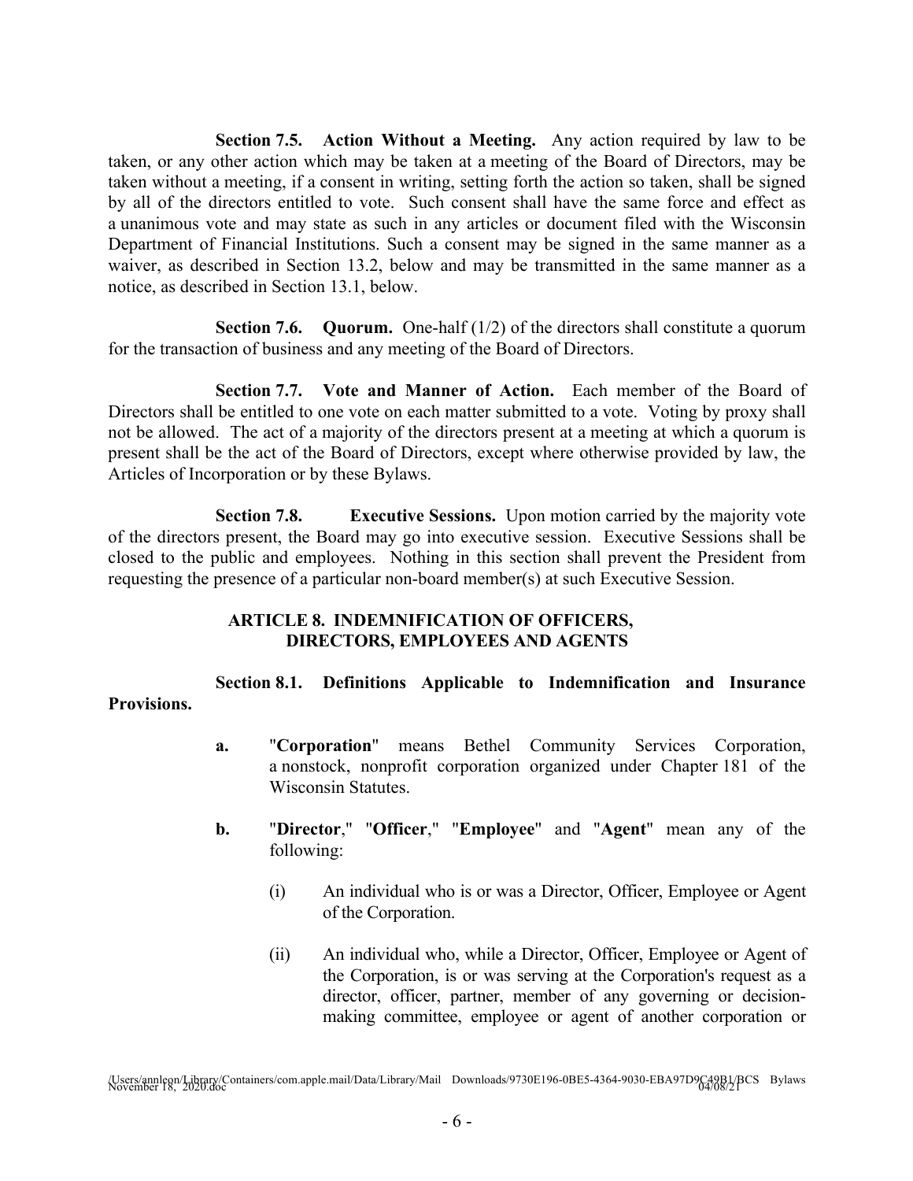**Section 7.5. Action Without a Meeting.** Any action required by law to be taken, or any other action which may be taken at a meeting of the Board of Directors, may be taken without a meeting, if a consent in writing, setting forth the action so taken, shall be signed by all of the directors entitled to vote. Such consent shall have the same force and effect as a unanimous vote and may state as such in any articles or document filed with the Wisconsin Department of Financial Institutions. Such a consent may be signed in the same manner as a waiver, as described in Section 13.2, below and may be transmitted in the same manner as a notice, as described in Section 13.1, below.

**Section 7.6. Quorum.** One-half (1/2) of the directors shall constitute a quorum for the transaction of business and any meeting of the Board of Directors.

**Section 7.7. Vote and Manner of Action.** Each member of the Board of Directors shall be entitled to one vote on each matter submitted to a vote. Voting by proxy shall not be allowed. The act of a majority of the directors present at a meeting at which a quorum is present shall be the act of the Board of Directors, except where otherwise provided by law, the Articles of Incorporation or by these Bylaws.

**Section 7.8. Executive Sessions.** Upon motion carried by the majority vote of the directors present, the Board may go into executive session. Executive Sessions shall be closed to the public and employees. Nothing in this section shall prevent the President from requesting the presence of a particular non-board member(s) at such Executive Session.

## ARTICLE 8. INDEMNIFICATION OF OFFICERS, DIRECTORS, EMPLOYEES AND AGENTS

**Section 8.1. Definitions Applicable to Indemnification and Insurance Provisions.**

**a.** "**Corporation**" means Bethel Community Services Corporation, a nonstock, nonprofit corporation organized under Chapter 181 of the Wisconsin Statutes.

**b.** "**Director**," "**Officer**," "**Employee**" and "**Agent**" mean any of the following:

(i) An individual who is or was a Director, Officer, Employee or Agent of the Corporation.

(ii) An individual who, while a Director, Officer, Employee or Agent of the Corporation, is or was serving at the Corporation's request as a director, officer, partner, member of any governing or decision-making committee, employee or agent of another corporation or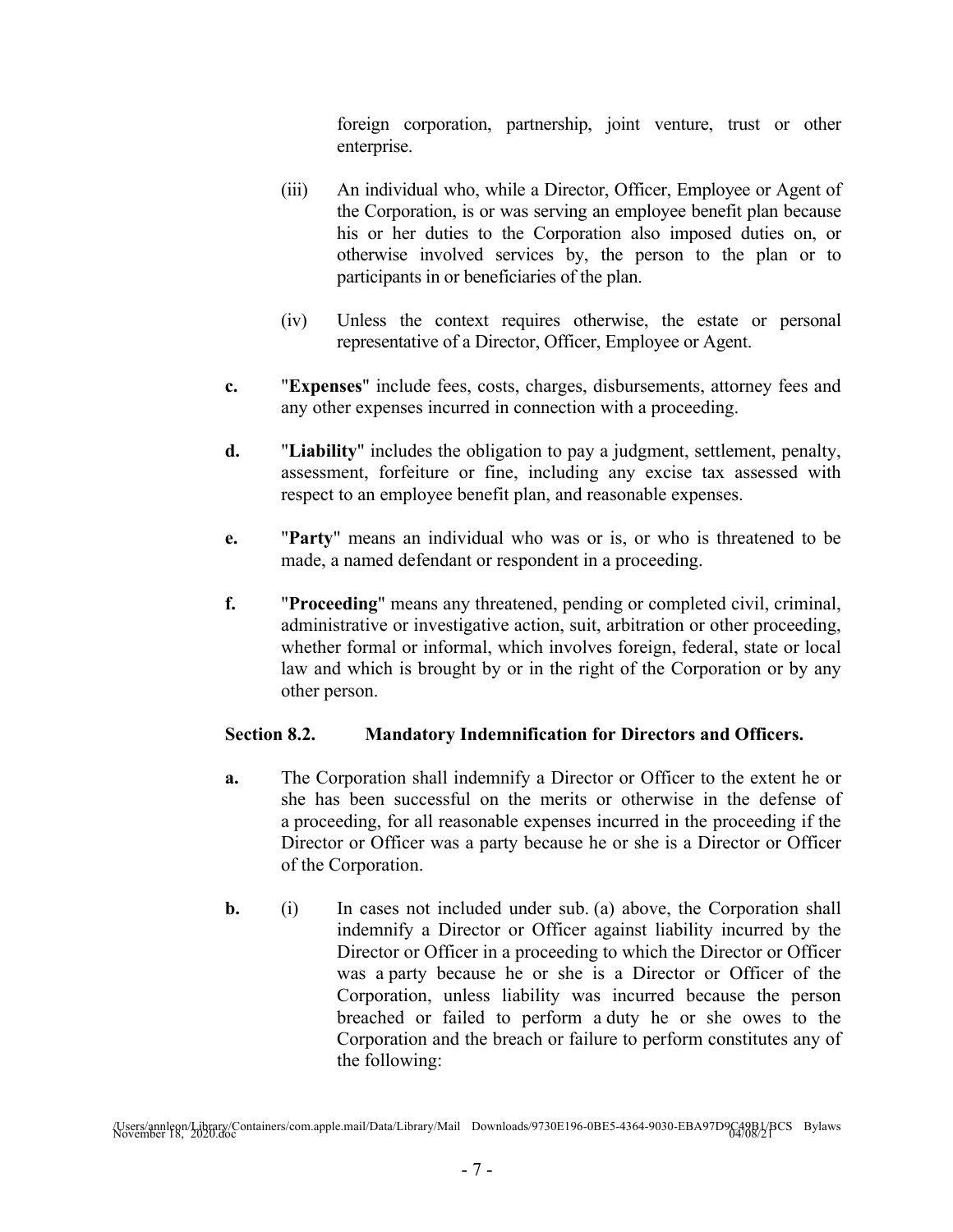foreign corporation, partnership, joint venture, trust or other enterprise.

(iii) An individual who, while a Director, Officer, Employee or Agent of the Corporation, is or was serving an employee benefit plan because his or her duties to the Corporation also imposed duties on, or otherwise involved services by, the person to the plan or to participants in or beneficiaries of the plan.

(iv) Unless the context requires otherwise, the estate or personal representative of a Director, Officer, Employee or Agent.

**c.** "**Expenses**" include fees, costs, charges, disbursements, attorney fees and any other expenses incurred in connection with a proceeding.

**d.** "**Liability**" includes the obligation to pay a judgment, settlement, penalty, assessment, forfeiture or fine, including any excise tax assessed with respect to an employee benefit plan, and reasonable expenses.

**e.** "**Party**" means an individual who was or is, or who is threatened to be made, a named defendant or respondent in a proceeding.

**f.** "**Proceeding**" means any threatened, pending or completed civil, criminal, administrative or investigative action, suit, arbitration or other proceeding, whether formal or informal, which involves foreign, federal, state or local law and which is brought by or in the right of the Corporation or by any other person.

### Section 8.2. Mandatory Indemnification for Directors and Officers.

**a.** The Corporation shall indemnify a Director or Officer to the extent he or she has been successful on the merits or otherwise in the defense of a proceeding, for all reasonable expenses incurred in the proceeding if the Director or Officer was a party because he or she is a Director or Officer of the Corporation.

**b.** (i) In cases not included under sub. (a) above, the Corporation shall indemnify a Director or Officer against liability incurred by the Director or Officer in a proceeding to which the Director or Officer was a party because he or she is a Director or Officer of the Corporation, unless liability was incurred because the person breached or failed to perform a duty he or she owes to the Corporation and the breach or failure to perform constitutes any of the following: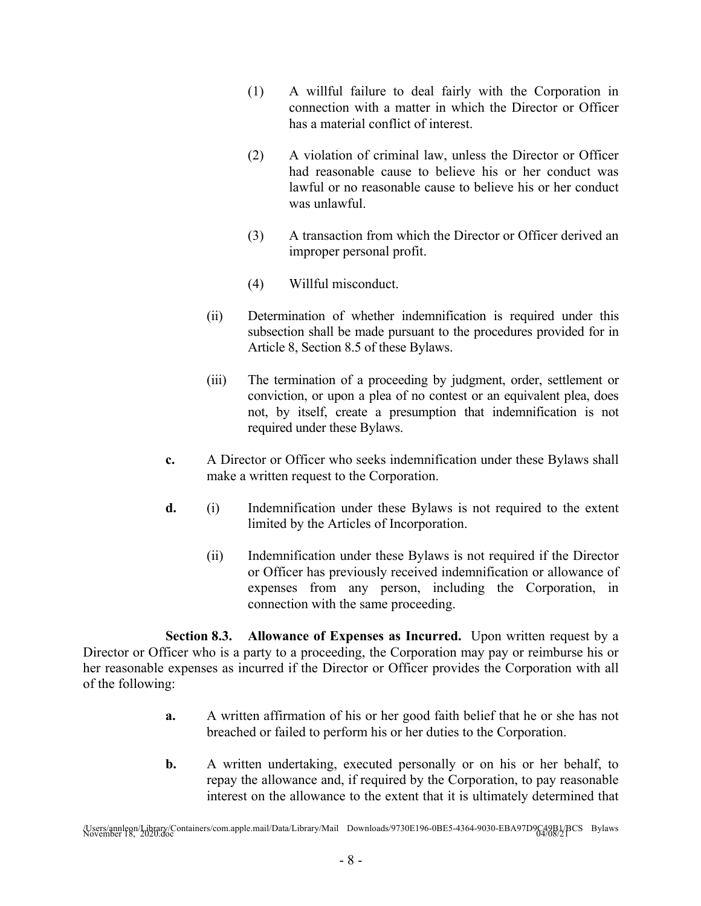(1) A willful failure to deal fairly with the Corporation in connection with a matter in which the Director or Officer has a material conflict of interest.

(2) A violation of criminal law, unless the Director or Officer had reasonable cause to believe his or her conduct was lawful or no reasonable cause to believe his or her conduct was unlawful.

(3) A transaction from which the Director or Officer derived an improper personal profit.

(4) Willful misconduct.

(ii) Determination of whether indemnification is required under this subsection shall be made pursuant to the procedures provided for in Article 8, Section 8.5 of these Bylaws.

(iii) The termination of a proceeding by judgment, order, settlement or conviction, or upon a plea of no contest or an equivalent plea, does not, by itself, create a presumption that indemnification is not required under these Bylaws.

**c.** A Director or Officer who seeks indemnification under these Bylaws shall make a written request to the Corporation.

**d.** (i) Indemnification under these Bylaws is not required to the extent limited by the Articles of Incorporation.

(ii) Indemnification under these Bylaws is not required if the Director or Officer has previously received indemnification or allowance of expenses from any person, including the Corporation, in connection with the same proceeding.

**Section 8.3. Allowance of Expenses as Incurred.** Upon written request by a Director or Officer who is a party to a proceeding, the Corporation may pay or reimburse his or her reasonable expenses as incurred if the Director or Officer provides the Corporation with all of the following:

**a.** A written affirmation of his or her good faith belief that he or she has not breached or failed to perform his or her duties to the Corporation.

**b.** A written undertaking, executed personally or on his or her behalf, to repay the allowance and, if required by the Corporation, to pay reasonable interest on the allowance to the extent that it is ultimately determined that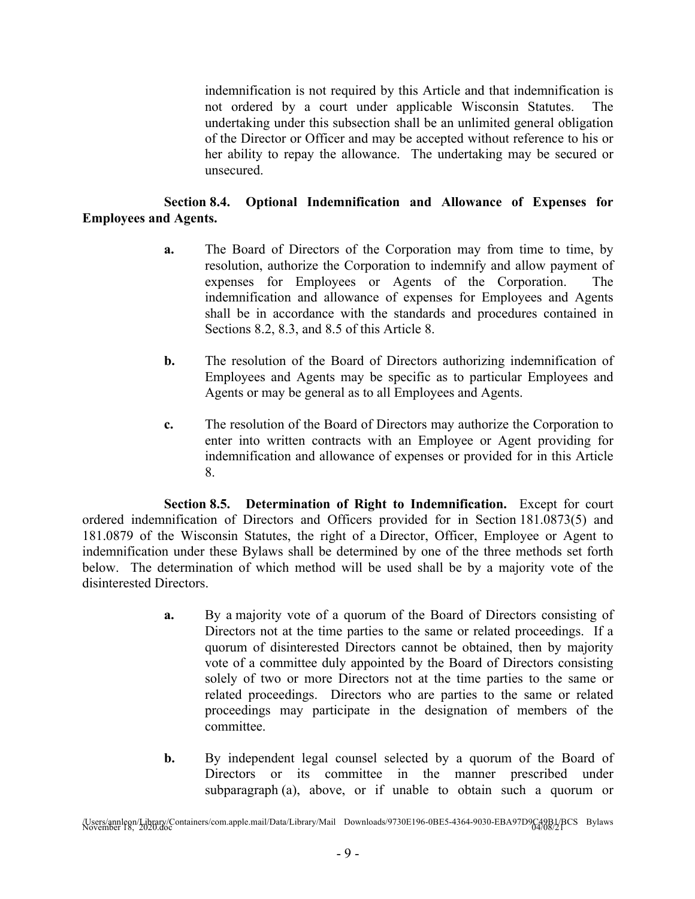indemnification is not required by this Article and that indemnification is not ordered by a court under applicable Wisconsin Statutes. The undertaking under this subsection shall be an unlimited general obligation of the Director or Officer and may be accepted without reference to his or her ability to repay the allowance. The undertaking may be secured or unsecured.

**Section 8.4. Optional Indemnification and Allowance of Expenses for Employees and Agents.**

**a.** The Board of Directors of the Corporation may from time to time, by resolution, authorize the Corporation to indemnify and allow payment of expenses for Employees or Agents of the Corporation. The indemnification and allowance of expenses for Employees and Agents shall be in accordance with the standards and procedures contained in Sections 8.2, 8.3, and 8.5 of this Article 8.

**b.** The resolution of the Board of Directors authorizing indemnification of Employees and Agents may be specific as to particular Employees and Agents or may be general as to all Employees and Agents.

**c.** The resolution of the Board of Directors may authorize the Corporation to enter into written contracts with an Employee or Agent providing for indemnification and allowance of expenses or provided for in this Article 8.

**Section 8.5. Determination of Right to Indemnification.** Except for court ordered indemnification of Directors and Officers provided for in Section 181.0873(5) and 181.0879 of the Wisconsin Statutes, the right of a Director, Officer, Employee or Agent to indemnification under these Bylaws shall be determined by one of the three methods set forth below. The determination of which method will be used shall be by a majority vote of the disinterested Directors.

**a.** By a majority vote of a quorum of the Board of Directors consisting of Directors not at the time parties to the same or related proceedings. If a quorum of disinterested Directors cannot be obtained, then by majority vote of a committee duly appointed by the Board of Directors consisting solely of two or more Directors not at the time parties to the same or related proceedings. Directors who are parties to the same or related proceedings may participate in the designation of members of the committee.

**b.** By independent legal counsel selected by a quorum of the Board of Directors or its committee in the manner prescribed under subparagraph (a), above, or if unable to obtain such a quorum or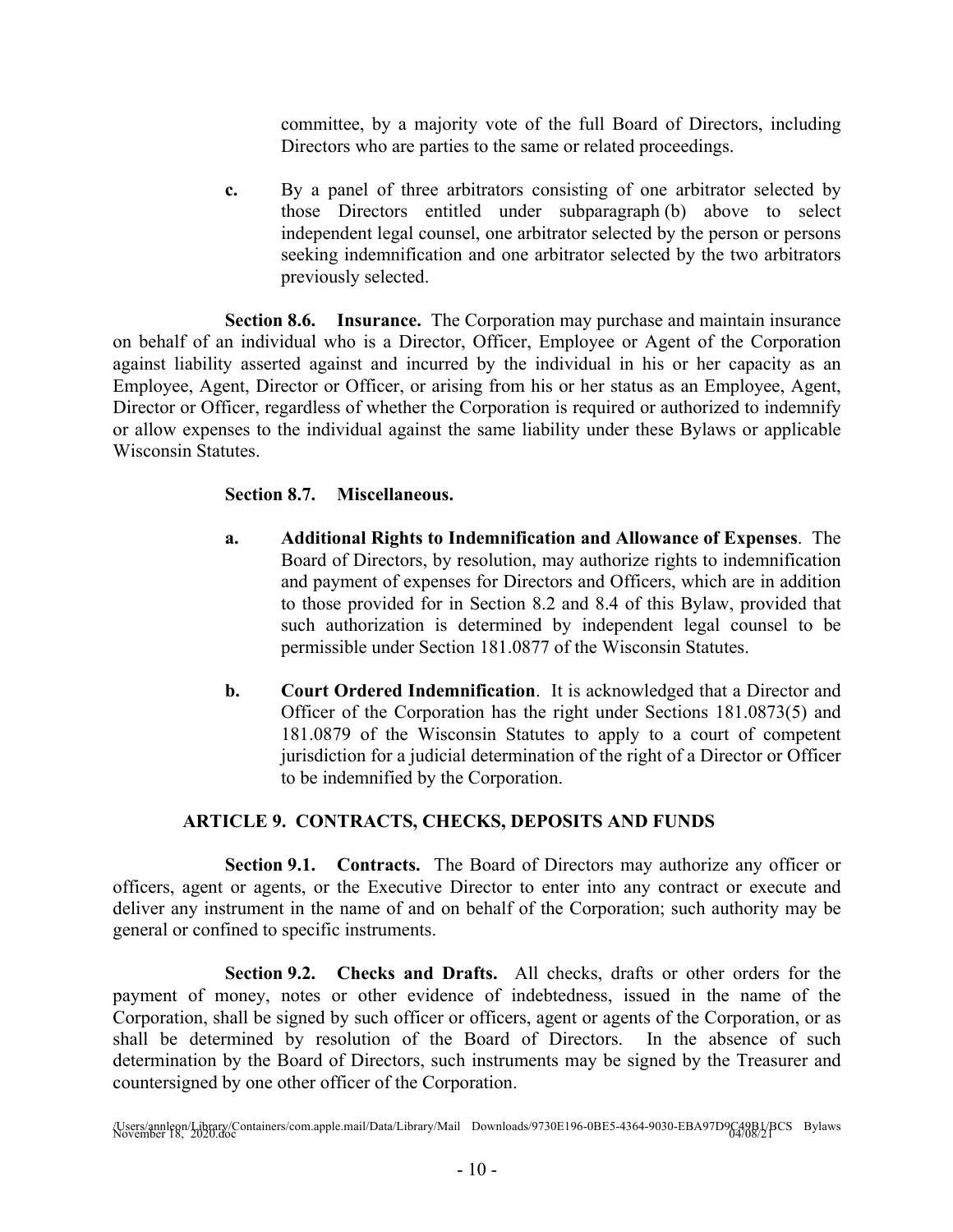committee, by a majority vote of the full Board of Directors, including Directors who are parties to the same or related proceedings.

**c.** By a panel of three arbitrators consisting of one arbitrator selected by those Directors entitled under subparagraph (b) above to select independent legal counsel, one arbitrator selected by the person or persons seeking indemnification and one arbitrator selected by the two arbitrators previously selected.

**Section 8.6. Insurance.** The Corporation may purchase and maintain insurance on behalf of an individual who is a Director, Officer, Employee or Agent of the Corporation against liability asserted against and incurred by the individual in his or her capacity as an Employee, Agent, Director or Officer, or arising from his or her status as an Employee, Agent, Director or Officer, regardless of whether the Corporation is required or authorized to indemnify or allow expenses to the individual against the same liability under these Bylaws or applicable Wisconsin Statutes.

**Section 8.7. Miscellaneous.**

**a. Additional Rights to Indemnification and Allowance of Expenses**. The Board of Directors, by resolution, may authorize rights to indemnification and payment of expenses for Directors and Officers, which are in addition to those provided for in Section 8.2 and 8.4 of this Bylaw, provided that such authorization is determined by independent legal counsel to be permissible under Section 181.0877 of the Wisconsin Statutes.

**b. Court Ordered Indemnification**. It is acknowledged that a Director and Officer of the Corporation has the right under Sections 181.0873(5) and 181.0879 of the Wisconsin Statutes to apply to a court of competent jurisdiction for a judicial determination of the right of a Director or Officer to be indemnified by the Corporation.

## ARTICLE 9. CONTRACTS, CHECKS, DEPOSITS AND FUNDS

**Section 9.1. Contracts.** The Board of Directors may authorize any officer or officers, agent or agents, or the Executive Director to enter into any contract or execute and deliver any instrument in the name of and on behalf of the Corporation; such authority may be general or confined to specific instruments.

**Section 9.2. Checks and Drafts.** All checks, drafts or other orders for the payment of money, notes or other evidence of indebtedness, issued in the name of the Corporation, shall be signed by such officer or officers, agent or agents of the Corporation, or as shall be determined by resolution of the Board of Directors. In the absence of such determination by the Board of Directors, such instruments may be signed by the Treasurer and countersigned by one other officer of the Corporation.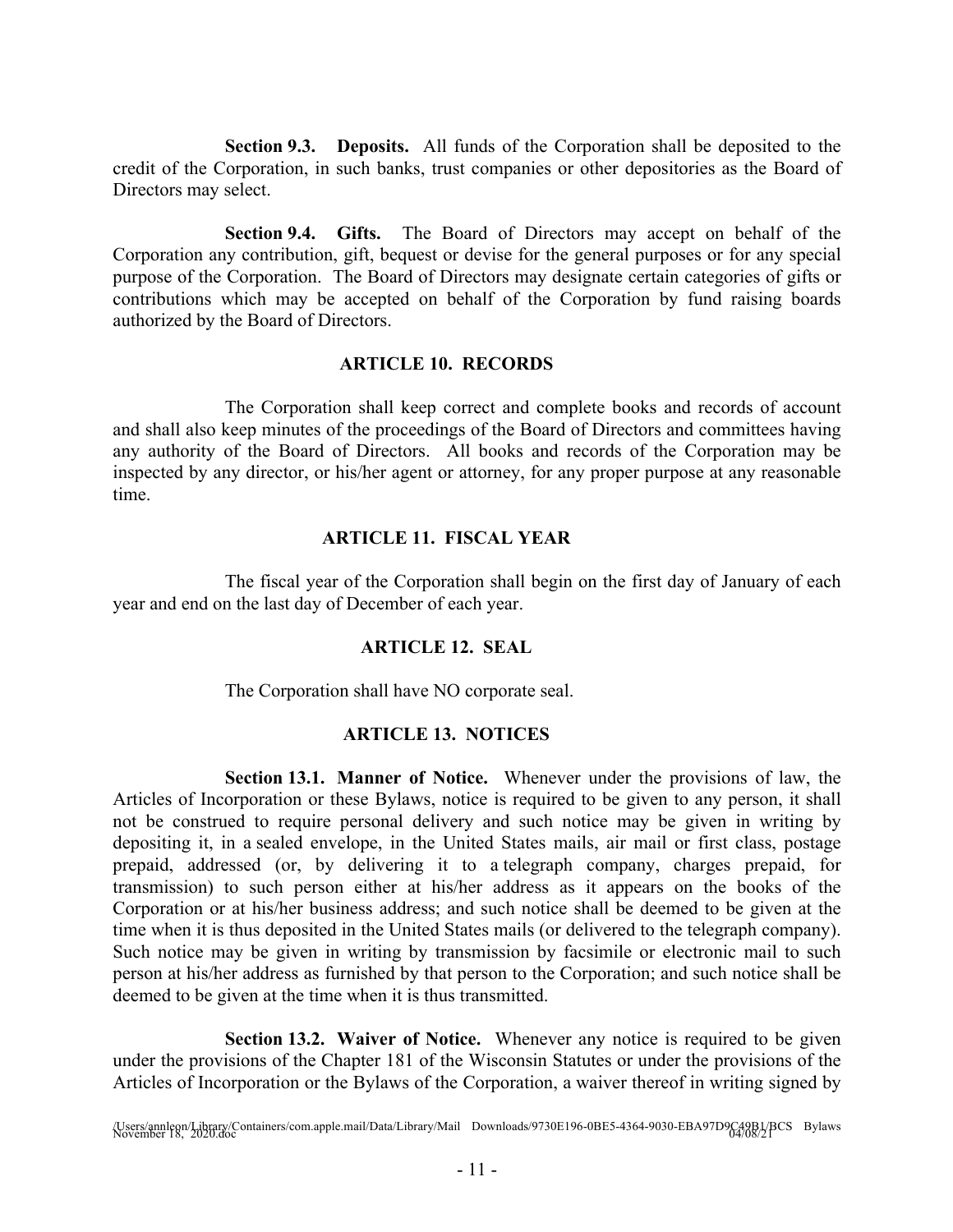**Section 9.3. Deposits.** All funds of the Corporation shall be deposited to the credit of the Corporation, in such banks, trust companies or other depositories as the Board of Directors may select.

**Section 9.4. Gifts.** The Board of Directors may accept on behalf of the Corporation any contribution, gift, bequest or devise for the general purposes or for any special purpose of the Corporation. The Board of Directors may designate certain categories of gifts or contributions which may be accepted on behalf of the Corporation by fund raising boards authorized by the Board of Directors.

## ARTICLE 10. RECORDS

The Corporation shall keep correct and complete books and records of account and shall also keep minutes of the proceedings of the Board of Directors and committees having any authority of the Board of Directors. All books and records of the Corporation may be inspected by any director, or his/her agent or attorney, for any proper purpose at any reasonable time.

## ARTICLE 11. FISCAL YEAR

The fiscal year of the Corporation shall begin on the first day of January of each year and end on the last day of December of each year.

## ARTICLE 12. SEAL

The Corporation shall have NO corporate seal.

## ARTICLE 13. NOTICES

**Section 13.1. Manner of Notice.** Whenever under the provisions of law, the Articles of Incorporation or these Bylaws, notice is required to be given to any person, it shall not be construed to require personal delivery and such notice may be given in writing by depositing it, in a sealed envelope, in the United States mails, air mail or first class, postage prepaid, addressed (or, by delivering it to a telegraph company, charges prepaid, for transmission) to such person either at his/her address as it appears on the books of the Corporation or at his/her business address; and such notice shall be deemed to be given at the time when it is thus deposited in the United States mails (or delivered to the telegraph company). Such notice may be given in writing by transmission by facsimile or electronic mail to such person at his/her address as furnished by that person to the Corporation; and such notice shall be deemed to be given at the time when it is thus transmitted.

**Section 13.2. Waiver of Notice.** Whenever any notice is required to be given under the provisions of the Chapter 181 of the Wisconsin Statutes or under the provisions of the Articles of Incorporation or the Bylaws of the Corporation, a waiver thereof in writing signed by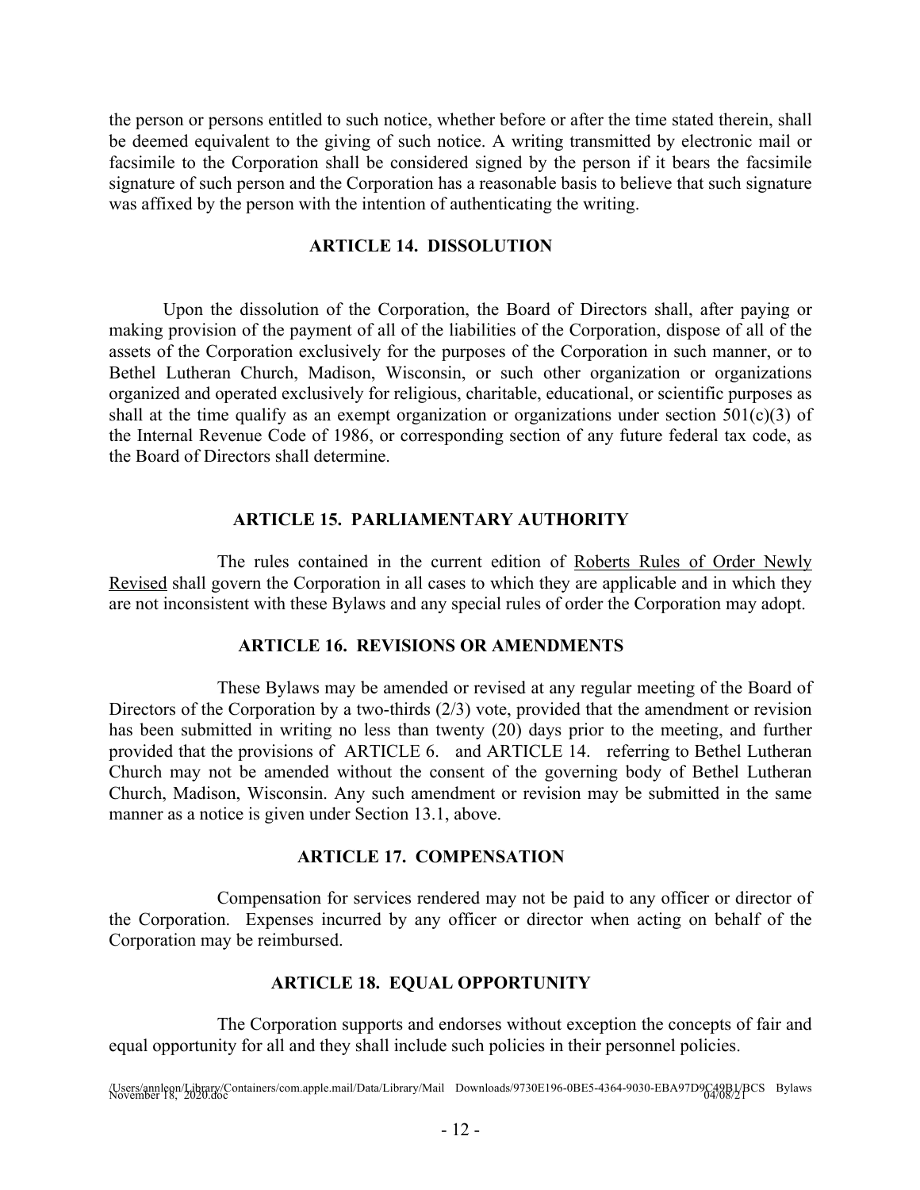the person or persons entitled to such notice, whether before or after the time stated therein, shall be deemed equivalent to the giving of such notice. A writing transmitted by electronic mail or facsimile to the Corporation shall be considered signed by the person if it bears the facsimile signature of such person and the Corporation has a reasonable basis to believe that such signature was affixed by the person with the intention of authenticating the writing.

## ARTICLE 14. DISSOLUTION

Upon the dissolution of the Corporation, the Board of Directors shall, after paying or making provision of the payment of all of the liabilities of the Corporation, dispose of all of the assets of the Corporation exclusively for the purposes of the Corporation in such manner, or to Bethel Lutheran Church, Madison, Wisconsin, or such other organization or organizations organized and operated exclusively for religious, charitable, educational, or scientific purposes as shall at the time qualify as an exempt organization or organizations under section 501(c)(3) of the Internal Revenue Code of 1986, or corresponding section of any future federal tax code, as the Board of Directors shall determine.

## ARTICLE 15. PARLIAMENTARY AUTHORITY

The rules contained in the current edition of Roberts Rules of Order Newly Revised shall govern the Corporation in all cases to which they are applicable and in which they are not inconsistent with these Bylaws and any special rules of order the Corporation may adopt.

## ARTICLE 16. REVISIONS OR AMENDMENTS

These Bylaws may be amended or revised at any regular meeting of the Board of Directors of the Corporation by a two-thirds (2/3) vote, provided that the amendment or revision has been submitted in writing no less than twenty (20) days prior to the meeting, and further provided that the provisions of ARTICLE 6. and ARTICLE 14. referring to Bethel Lutheran Church may not be amended without the consent of the governing body of Bethel Lutheran Church, Madison, Wisconsin. Any such amendment or revision may be submitted in the same manner as a notice is given under Section 13.1, above.

## ARTICLE 17. COMPENSATION

Compensation for services rendered may not be paid to any officer or director of the Corporation. Expenses incurred by any officer or director when acting on behalf of the Corporation may be reimbursed.

## ARTICLE 18. EQUAL OPPORTUNITY

The Corporation supports and endorses without exception the concepts of fair and equal opportunity for all and they shall include such policies in their personnel policies.